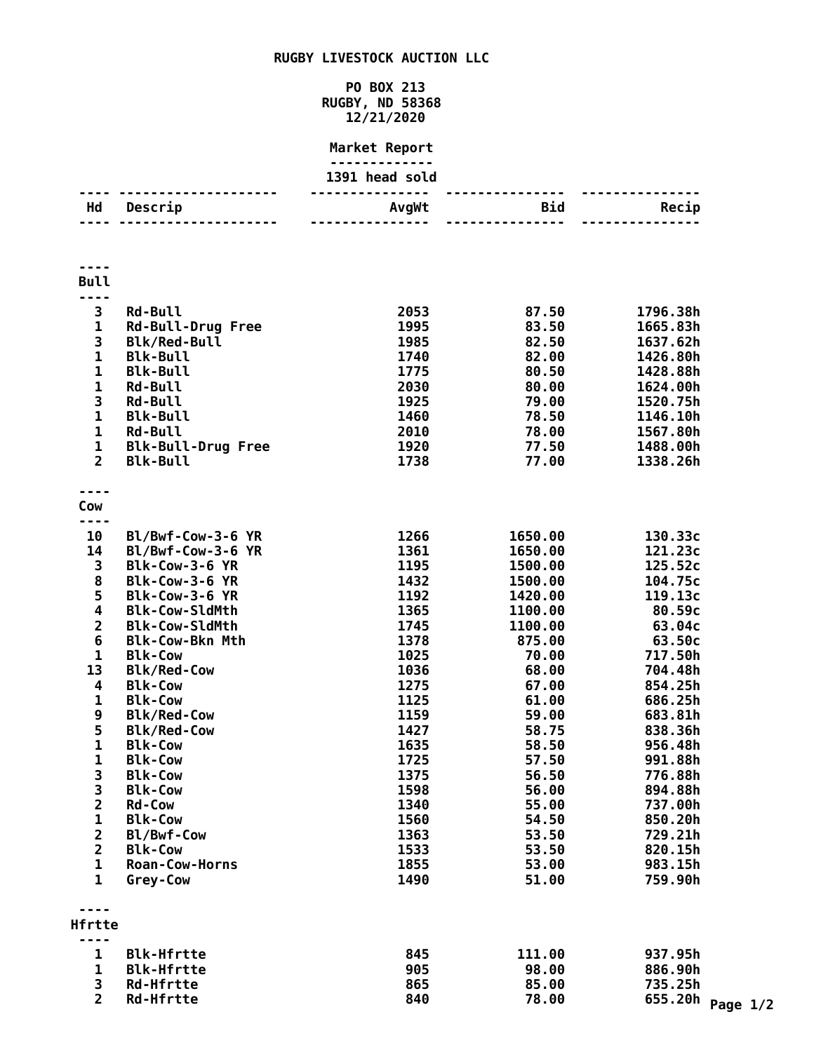# RUGBY LIVESTOCK AUCTION LLC

PO BOX 213
RUGBY, ND 58368
12/21/2020

**Market Report**

1391 head sold

| Hd | Descrip | AvgWt | Bid | Recip |
|---|---|---|---|---|
| **Bull** | | | | |
| 3 | Rd-Bull | 2053 | 87.50 | 1796.38h |
| 1 | Rd-Bull-Drug Free | 1995 | 83.50 | 1665.83h |
| 3 | Blk/Red-Bull | 1985 | 82.50 | 1637.62h |
| 1 | Blk-Bull | 1740 | 82.00 | 1426.80h |
| 1 | Blk-Bull | 1775 | 80.50 | 1428.88h |
| 1 | Rd-Bull | 2030 | 80.00 | 1624.00h |
| 3 | Rd-Bull | 1925 | 79.00 | 1520.75h |
| 1 | Blk-Bull | 1460 | 78.50 | 1146.10h |
| 1 | Rd-Bull | 2010 | 78.00 | 1567.80h |
| 1 | Blk-Bull-Drug Free | 1920 | 77.50 | 1488.00h |
| 2 | Blk-Bull | 1738 | 77.00 | 1338.26h |
| **Cow** | | | | |
| 10 | Bl/Bwf-Cow-3-6 YR | 1266 | 1650.00 | 130.33c |
| 14 | Bl/Bwf-Cow-3-6 YR | 1361 | 1650.00 | 121.23c |
| 3 | Blk-Cow-3-6 YR | 1195 | 1500.00 | 125.52c |
| 8 | Blk-Cow-3-6 YR | 1432 | 1500.00 | 104.75c |
| 5 | Blk-Cow-3-6 YR | 1192 | 1420.00 | 119.13c |
| 4 | Blk-Cow-SldMth | 1365 | 1100.00 | 80.59c |
| 2 | Blk-Cow-SldMth | 1745 | 1100.00 | 63.04c |
| 6 | Blk-Cow-Bkn Mth | 1378 | 875.00 | 63.50c |
| 1 | Blk-Cow | 1025 | 70.00 | 717.50h |
| 13 | Blk/Red-Cow | 1036 | 68.00 | 704.48h |
| 4 | Blk-Cow | 1275 | 67.00 | 854.25h |
| 1 | Blk-Cow | 1125 | 61.00 | 686.25h |
| 9 | Blk/Red-Cow | 1159 | 59.00 | 683.81h |
| 5 | Blk/Red-Cow | 1427 | 58.75 | 838.36h |
| 1 | Blk-Cow | 1635 | 58.50 | 956.48h |
| 1 | Blk-Cow | 1725 | 57.50 | 991.88h |
| 3 | Blk-Cow | 1375 | 56.50 | 776.88h |
| 3 | Blk-Cow | 1598 | 56.00 | 894.88h |
| 2 | Rd-Cow | 1340 | 55.00 | 737.00h |
| 1 | Blk-Cow | 1560 | 54.50 | 850.20h |
| 2 | Bl/Bwf-Cow | 1363 | 53.50 | 729.21h |
| 2 | Blk-Cow | 1533 | 53.50 | 820.15h |
| 1 | Roan-Cow-Horns | 1855 | 53.00 | 983.15h |
| 1 | Grey-Cow | 1490 | 51.00 | 759.90h |
| **Hfrtte** | | | | |
| 1 | Blk-Hfrtte | 845 | 111.00 | 937.95h |
| 1 | Blk-Hfrtte | 905 | 98.00 | 886.90h |
| 3 | Rd-Hfrtte | 865 | 85.00 | 735.25h |
| 2 | Rd-Hfrtte | 840 | 78.00 | 655.20h |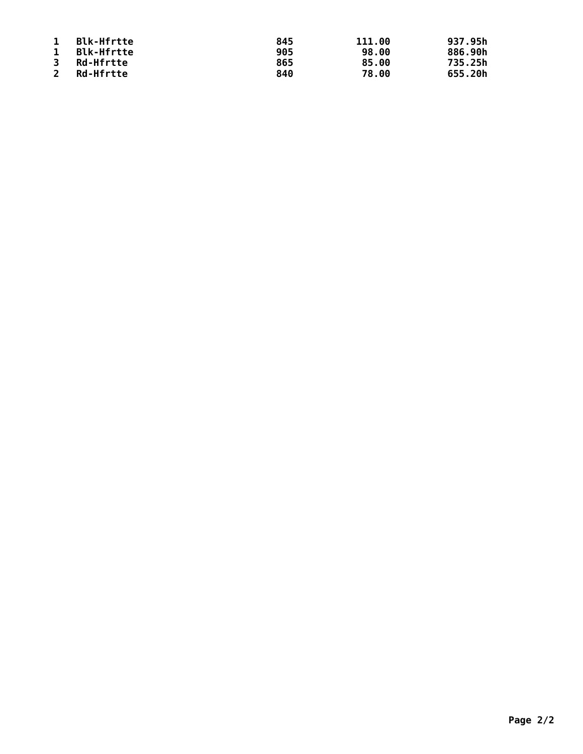| | | | | |
|---|---|---|---|---|
| 1 | Blk-Hfrtte | 845 | 111.00 | 937.95h |
| 1 | Blk-Hfrtte | 905 | 98.00 | 886.90h |
| 3 | Rd-Hfrtte | 865 | 85.00 | 735.25h |
| 2 | Rd-Hfrtte | 840 | 78.00 | 655.20h |